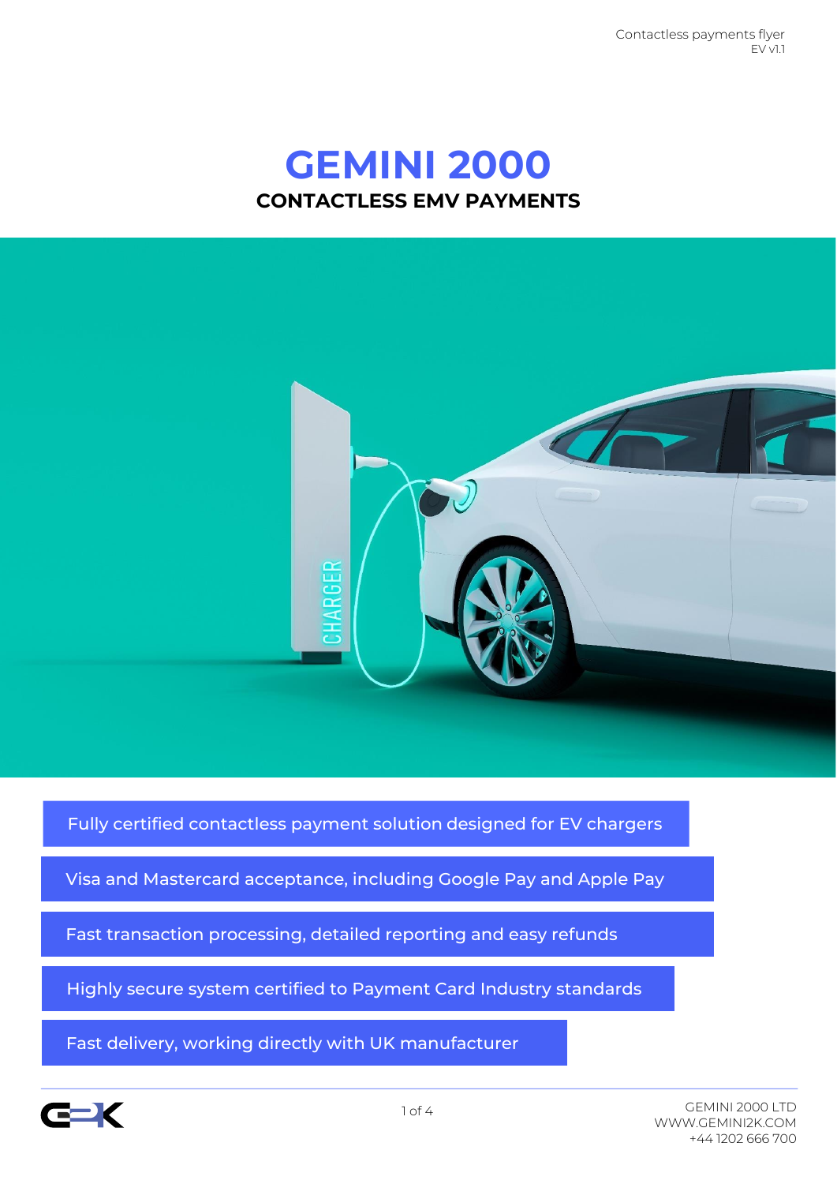Contactless payments flyer
EV v1.1

# GEMINI 2000

## CONTACTLESS EMV PAYMENTS

- Fully certified contactless payment solution designed for EV chargers
- Visa and Mastercard acceptance, including Google Pay and Apple Pay
- Fast transaction processing, detailed reporting and easy refunds
- Highly secure system certified to Payment Card Industry standards
- Fast delivery, working directly with UK manufacturer

GEMINI 2000 LTD
WWW.GEMINI2K.COM
+44 1202 666 700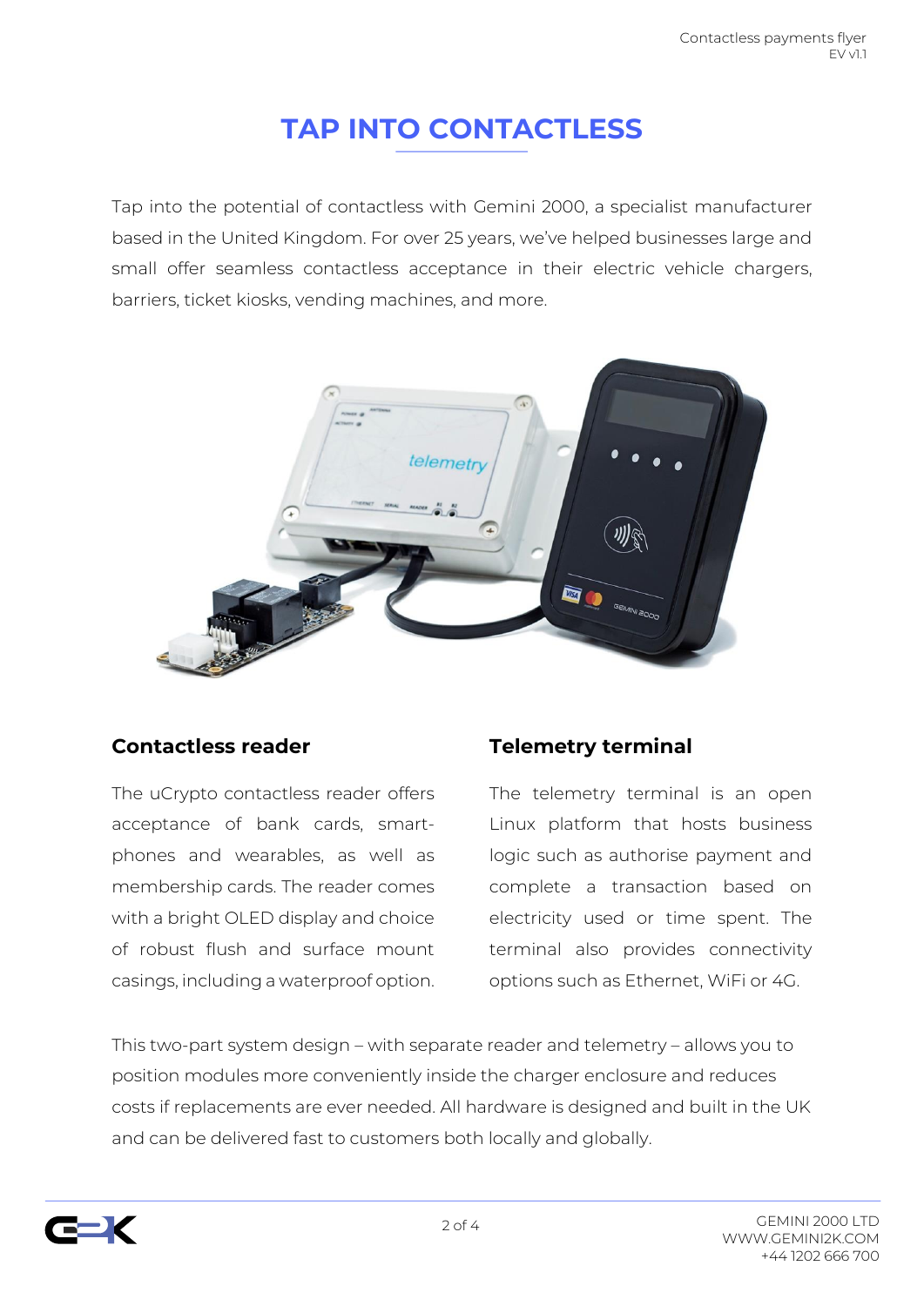# TAP INTO CONTACTLESS

Tap into the potential of contactless with Gemini 2000, a specialist manufacturer based in the United Kingdom. For over 25 years, we've helped businesses large and small offer seamless contactless acceptance in their electric vehicle chargers, barriers, ticket kiosks, vending machines, and more.

## Contactless reader

The uCrypto contactless reader offers acceptance of bank cards, smart-phones and wearables, as well as membership cards. The reader comes with a bright OLED display and choice of robust flush and surface mount casings, including a waterproof option.

## Telemetry terminal

The telemetry terminal is an open Linux platform that hosts business logic such as authorise payment and complete a transaction based on electricity used or time spent. The terminal also provides connectivity options such as Ethernet, WiFi or 4G.

This two-part system design – with separate reader and telemetry – allows you to position modules more conveniently inside the charger enclosure and reduces costs if replacements are ever needed. All hardware is designed and built in the UK and can be delivered fast to customers both locally and globally.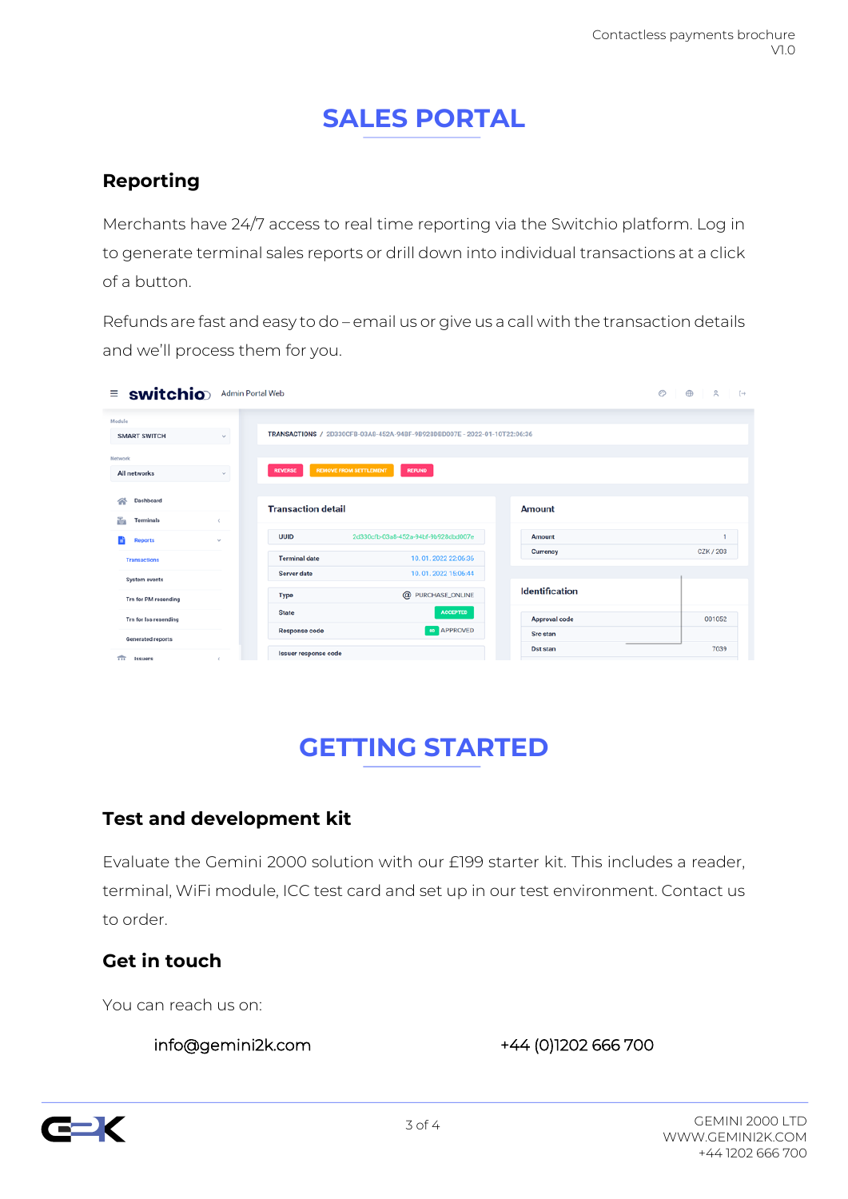# SALES PORTAL

## Reporting

Merchants have 24/7 access to real time reporting via the Switchio platform. Log in to generate terminal sales reports or drill down into individual transactions at a click of a button.

Refunds are fast and easy to do – email us or give us a call with the transaction details and we'll process them for you.

# GETTING STARTED

## Test and development kit

Evaluate the Gemini 2000 solution with our £199 starter kit. This includes a reader, terminal, WiFi module, ICC test card and set up in our test environment. Contact us to order.

## Get in touch

You can reach us on:

info@gemini2k.com

+44 (0)1202 666 700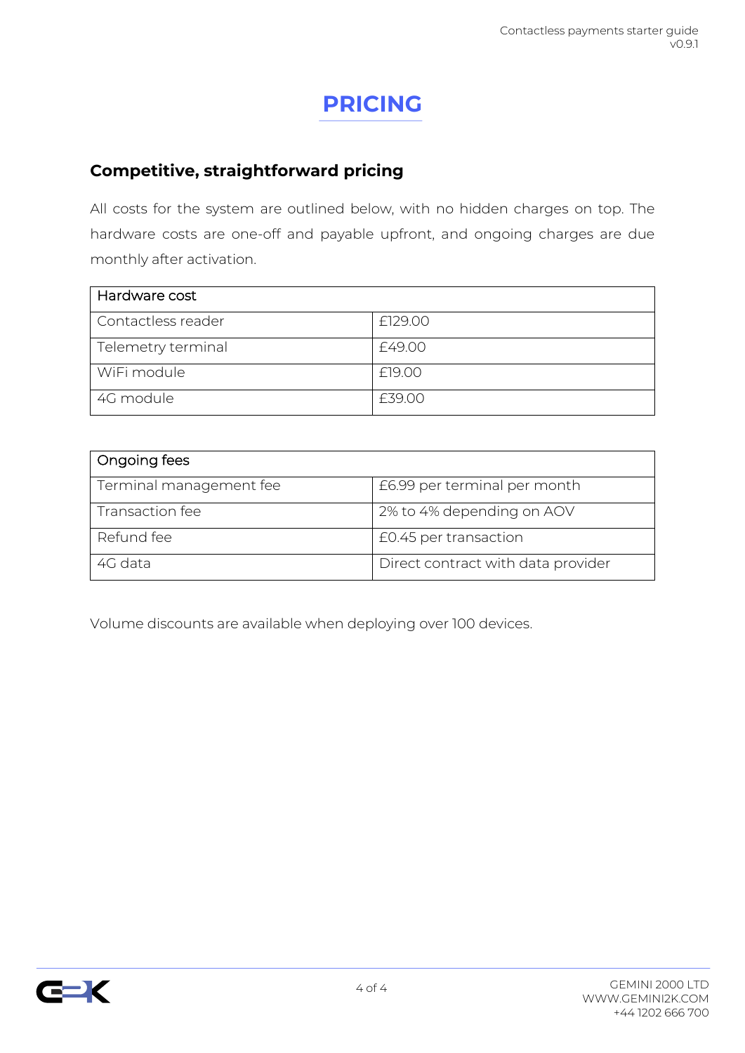# PRICING

## Competitive, straightforward pricing

All costs for the system are outlined below, with no hidden charges on top. The hardware costs are one-off and payable upfront, and ongoing charges are due monthly after activation.

| Hardware cost | |
|---|---|
| Contactless reader | £129.00 |
| Telemetry terminal | £49.00 |
| WiFi module | £19.00 |
| 4G module | £39.00 |

| Ongoing fees | |
|---|---|
| Terminal management fee | £6.99 per terminal per month |
| Transaction fee | 2% to 4% depending on AOV |
| Refund fee | £0.45 per transaction |
| 4G data | Direct contract with data provider |

Volume discounts are available when deploying over 100 devices.